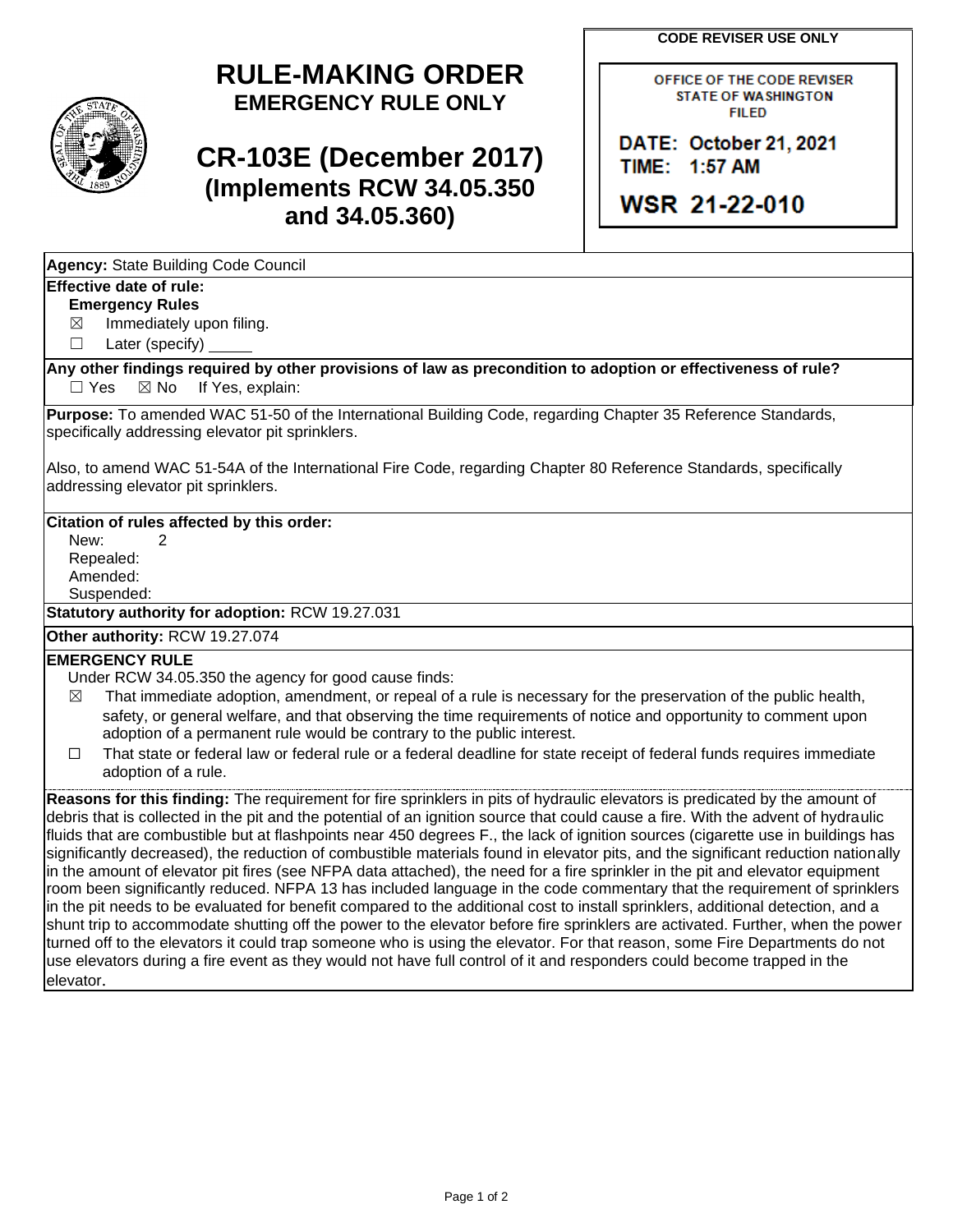# RULE-MAKING ORDER

**EMERGENCY RULE ONLY**

# CR-103E (December 2017)

**(Implements RCW 34.05.350 and 34.05.360)**

**CODE REVISER USE ONLY**

OFFICE OF THE CODE REVISER
STATE OF WASHINGTON
FILED

DATE: October 21, 2021
TIME: 1:57 AM

WSR 21-22-010

**Agency:** State Building Code Council

**Effective date of rule:**

**Emergency Rules**

☒ Immediately upon filing.

☐ Later (specify) _____

**Any other findings required by other provisions of law as precondition to adoption or effectiveness of rule?**

☐ Yes ☒ No If Yes, explain:

**Purpose:** To amended WAC 51-50 of the International Building Code, regarding Chapter 35 Reference Standards, specifically addressing elevator pit sprinklers.

Also, to amend WAC 51-54A of the International Fire Code, regarding Chapter 80 Reference Standards, specifically addressing elevator pit sprinklers.

**Citation of rules affected by this order:**

New: 2
Repealed:
Amended:
Suspended:

**Statutory authority for adoption:** RCW 19.27.031

**Other authority:** RCW 19.27.074

**EMERGENCY RULE**

Under RCW 34.05.350 the agency for good cause finds:

☒ That immediate adoption, amendment, or repeal of a rule is necessary for the preservation of the public health, safety, or general welfare, and that observing the time requirements of notice and opportunity to comment upon adoption of a permanent rule would be contrary to the public interest.

☐ That state or federal law or federal rule or a federal deadline for state receipt of federal funds requires immediate adoption of a rule.

**Reasons for this finding:** The requirement for fire sprinklers in pits of hydraulic elevators is predicated by the amount of debris that is collected in the pit and the potential of an ignition source that could cause a fire. With the advent of hydraulic fluids that are combustible but at flashpoints near 450 degrees F., the lack of ignition sources (cigarette use in buildings has significantly decreased), the reduction of combustible materials found in elevator pits, and the significant reduction nationally in the amount of elevator pit fires (see NFPA data attached), the need for a fire sprinkler in the pit and elevator equipment room been significantly reduced. NFPA 13 has included language in the code commentary that the requirement of sprinklers in the pit needs to be evaluated for benefit compared to the additional cost to install sprinklers, additional detection, and a shunt trip to accommodate shutting off the power to the elevator before fire sprinklers are activated. Further, when the power turned off to the elevators it could trap someone who is using the elevator. For that reason, some Fire Departments do not use elevators during a fire event as they would not have full control of it and responders could become trapped in the elevator.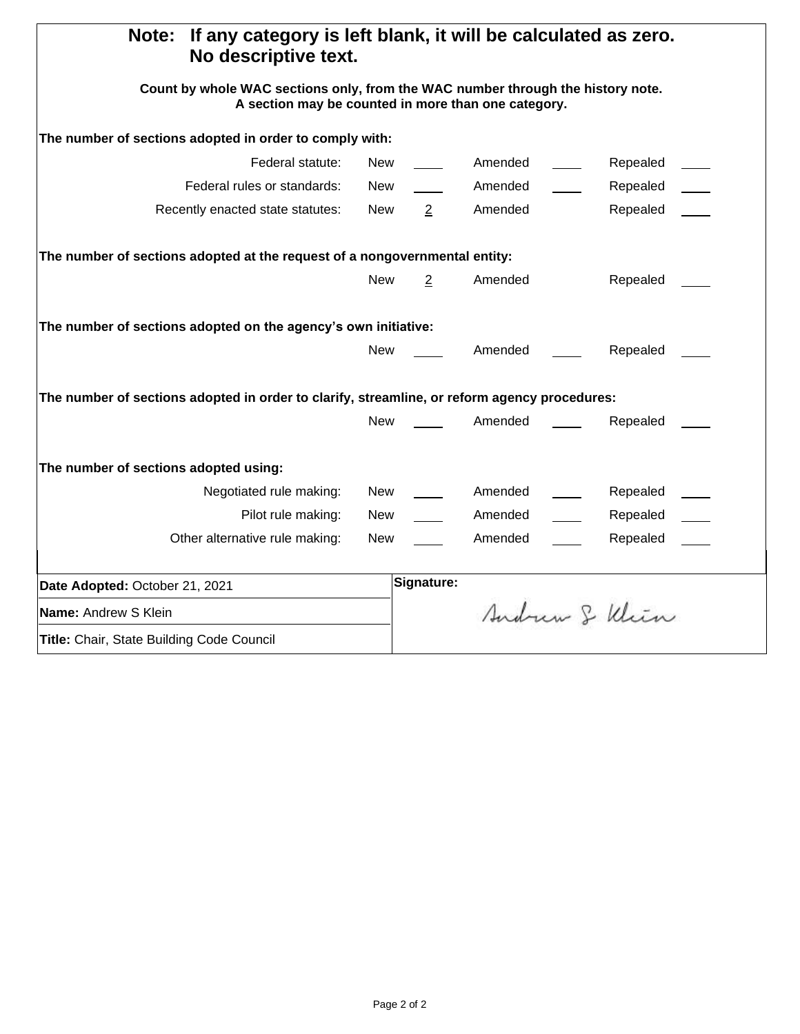**Note: If any category is left blank, it will be calculated as zero. No descriptive text.**

**Count by whole WAC sections only, from the WAC number through the history note. A section may be counted in more than one category.**

**The number of sections adopted in order to comply with:**

| | New | | Amended | | Repealed | |
|---|---|---|---|---|---|---|
| Federal statute: | New | | Amended | | Repealed | |
| Federal rules or standards: | New | | Amended | | Repealed | |
| Recently enacted state statutes: | New | 2 | Amended | | Repealed | |

**The number of sections adopted at the request of a nongovernmental entity:**

| New | | Amended | | Repealed | |
|---|---|---|---|---|---|
| New | 2 | Amended | | Repealed | |

**The number of sections adopted on the agency's own initiative:**

| New | | Amended | | Repealed | |
|---|---|---|---|---|---|
| New | | Amended | | Repealed | |

**The number of sections adopted in order to clarify, streamline, or reform agency procedures:**

| New | | Amended | | Repealed | |
|---|---|---|---|---|---|
| New | | Amended | | Repealed | |

**The number of sections adopted using:**

| | New | | Amended | | Repealed | |
|---|---|---|---|---|---|---|
| Negotiated rule making: | New | | Amended | | Repealed | |
| Pilot rule making: | New | | Amended | | Repealed | |
| Other alternative rule making: | New | | Amended | | Repealed | |

| | |
|---|---|
| **Date Adopted:** October 21, 2021 | **Signature:** |
| **Name:** Andrew S Klein | Andrew S Klein |
| **Title:** Chair, State Building Code Council | |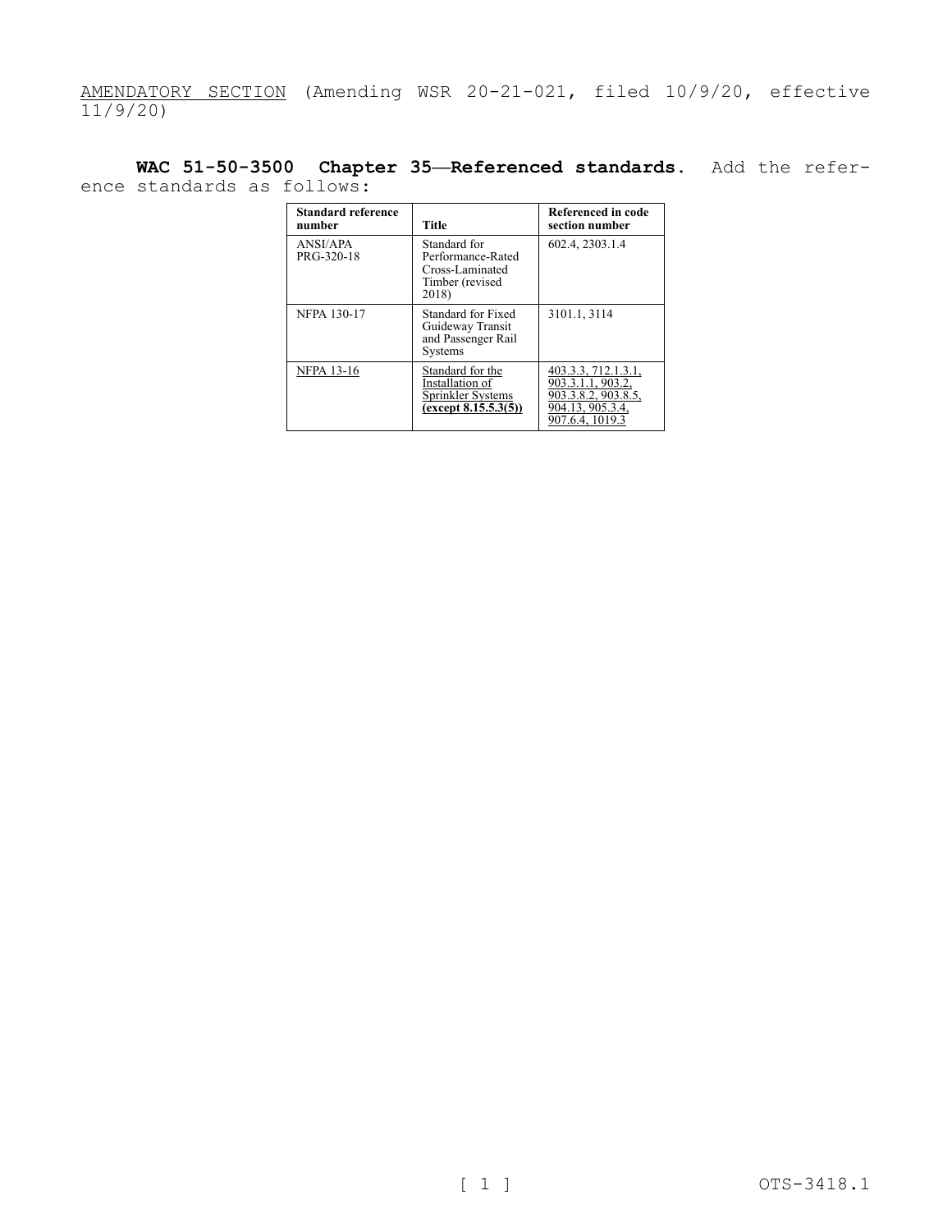AMENDATORY SECTION (Amending WSR 20-21-021, filed 10/9/20, effective 11/9/20)

**WAC 51-50-3500 Chapter 35—Referenced standards.** Add the reference standards as follows:

| Standard reference number | Title | Referenced in code section number |
|---|---|---|
| ANSI/APA PRG-320-18 | Standard for Performance-Rated Cross-Laminated Timber (revised 2018) | 602.4, 2303.1.4 |
| NFPA 130-17 | Standard for Fixed Guideway Transit and Passenger Rail Systems | 3101.1, 3114 |
| NFPA 13-16 | Standard for the Installation of Sprinkler Systems **(except 8.15.5.3(5))** | 403.3.3, 712.1.3.1, 903.3.1.1, 903.2, 903.3.8.2, 903.8.5, 904.13, 905.3.4, 907.6.4, 1019.3 |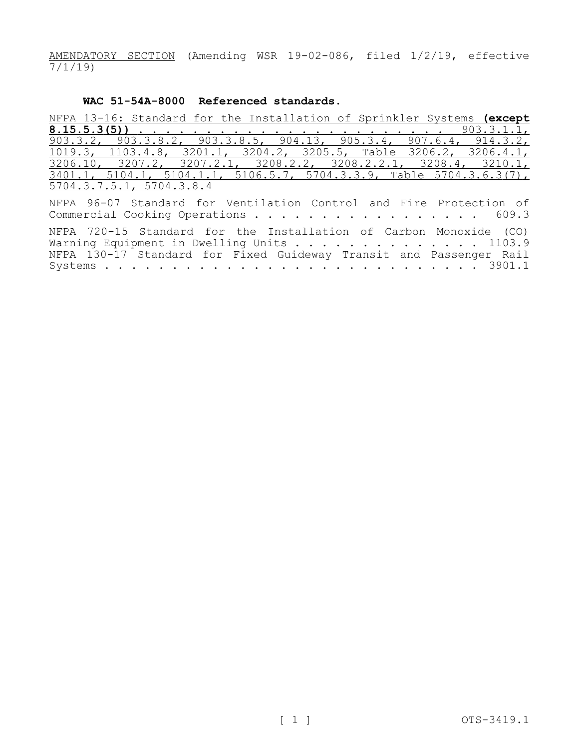AMENDATORY SECTION (Amending WSR 19-02-086, filed 1/2/19, effective 7/1/19)

**WAC 51-54A-8000 Referenced standards.**

NFPA 13-16: Standard for the Installation of Sprinkler Systems **(except 8.15.5.3(5))** . . . . . . . . . . . . . . . . . . . . . . . 903.3.1.1, 903.3.2, 903.3.8.2, 903.3.8.5, 904.13, 905.3.4, 907.6.4, 914.3.2, 1019.3, 1103.4.8, 3201.1, 3204.2, 3205.5, Table 3206.2, 3206.4.1, 3206.10, 3207.2, 3207.2.1, 3208.2.2, 3208.2.2.1, 3208.4, 3210.1, 3401.1, 5104.1, 5104.1.1, 5106.5.7, 5704.3.3.9, Table 5704.3.6.3(7), 5704.3.7.5.1, 5704.3.8.4

NFPA 96-07 Standard for Ventilation Control and Fire Protection of Commercial Cooking Operations . . . . . . . . . . . . . . . . . 609.3

NFPA 720-15 Standard for the Installation of Carbon Monoxide (CO) Warning Equipment in Dwelling Units . . . . . . . . . . . . . . 1103.9

NFPA 130-17 Standard for Fixed Guideway Transit and Passenger Rail Systems . . . . . . . . . . . . . . . . . . . . . . . . . . . 3901.1